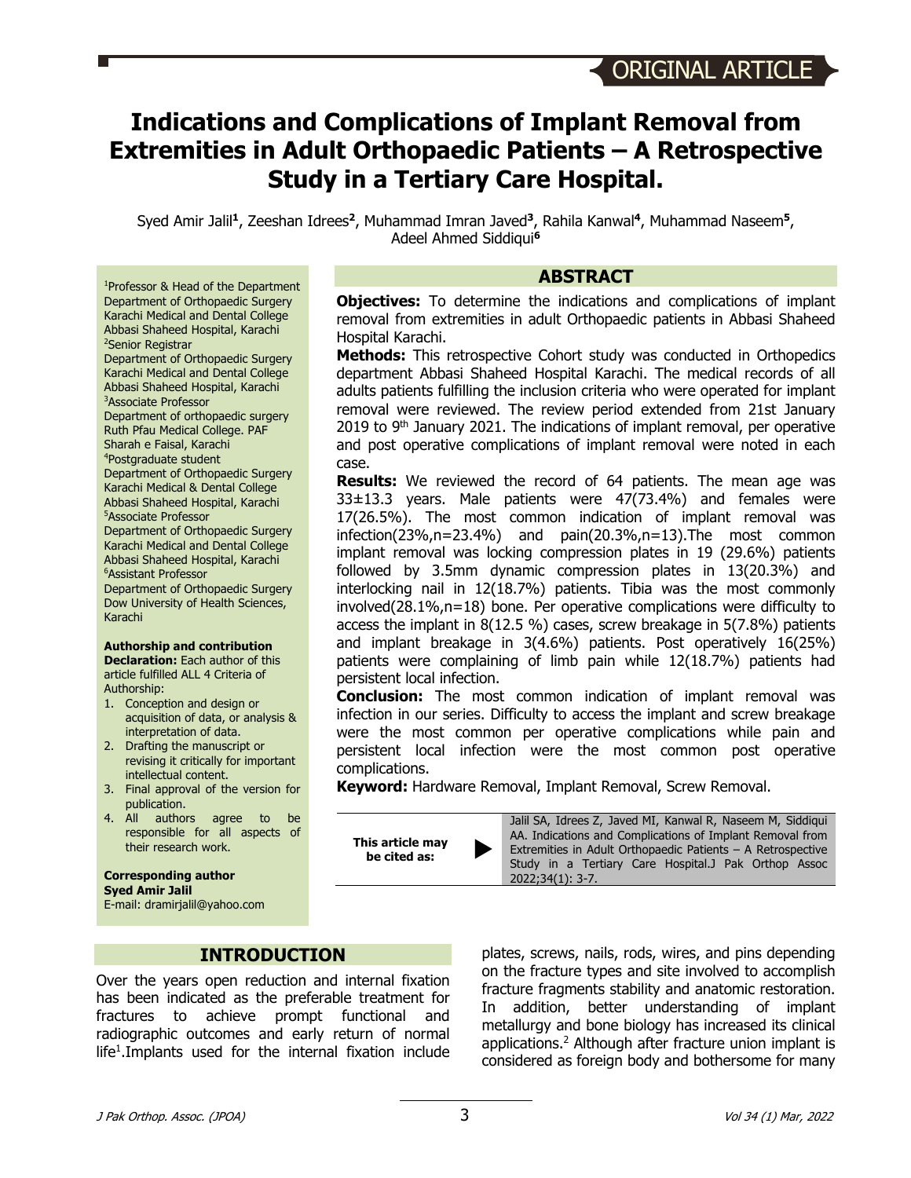ORIGINAL ARTICLE

# Indications and Complications of Implant Removal from Extremities in Adult Orthopaedic Patients – A Retrospective Study in a Tertiary Care Hospital.

Syed Amir Jalil**[1]**, Zeeshan Idrees**[2]**, Muhammad Imran Javed**[3]**, Rahila Kanwal**[4]**, Muhammad Naseem**[5]**, Adeel Ahmed Siddiqui**[6]**

[1]Professor & Head of the Department
Department of Orthopaedic Surgery
Karachi Medical and Dental College
Abbasi Shaheed Hospital, Karachi
[2]Senior Registrar
Department of Orthopaedic Surgery
Karachi Medical and Dental College
Abbasi Shaheed Hospital, Karachi
[3]Associate Professor
Department of orthopaedic surgery
Ruth Pfau Medical College. PAF
Sharah e Faisal, Karachi
[4]Postgraduate student
Department of Orthopaedic Surgery
Karachi Medical & Dental College
Abbasi Shaheed Hospital, Karachi
[5]Associate Professor
Department of Orthopaedic Surgery
Karachi Medical and Dental College
Abbasi Shaheed Hospital, Karachi
[6]Assistant Professor
Department of Orthopaedic Surgery
Dow University of Health Sciences, Karachi

**Authorship and contribution**
**Declaration:** Each author of this article fulfilled ALL 4 Criteria of Authorship:

1. Conception and design or acquisition of data, or analysis & interpretation of data.
2. Drafting the manuscript or revising it critically for important intellectual content.
3. Final approval of the version for publication.
4. All authors agree to be responsible for all aspects of their research work.

**Corresponding author**
**Syed Amir Jalil**
E-mail: dramirjalil@yahoo.com

## ABSTRACT

**Objectives:** To determine the indications and complications of implant removal from extremities in adult Orthopaedic patients in Abbasi Shaheed Hospital Karachi.

**Methods:** This retrospective Cohort study was conducted in Orthopedics department Abbasi Shaheed Hospital Karachi. The medical records of all adults patients fulfilling the inclusion criteria who were operated for implant removal were reviewed. The review period extended from 21st January 2019 to 9th January 2021. The indications of implant removal, per operative and post operative complications of implant removal were noted in each case.

**Results:** We reviewed the record of 64 patients. The mean age was 33±13.3 years. Male patients were 47(73.4%) and females were 17(26.5%). The most common indication of implant removal was infection(23%,n=23.4%) and pain(20.3%,n=13).The most common implant removal was locking compression plates in 19 (29.6%) patients followed by 3.5mm dynamic compression plates in 13(20.3%) and interlocking nail in 12(18.7%) patients. Tibia was the most commonly involved(28.1%,n=18) bone. Per operative complications were difficulty to access the implant in 8(12.5 %) cases, screw breakage in 5(7.8%) patients and implant breakage in 3(4.6%) patients. Post operatively 16(25%) patients were complaining of limb pain while 12(18.7%) patients had persistent local infection.

**Conclusion:** The most common indication of implant removal was infection in our series. Difficulty to access the implant and screw breakage were the most common per operative complications while pain and persistent local infection were the most common post operative complications.

**Keyword:** Hardware Removal, Implant Removal, Screw Removal.

| **This article may be cited as:** | Jalil SA, Idrees Z, Javed MI, Kanwal R, Naseem M, Siddiqui AA. Indications and Complications of Implant Removal from Extremities in Adult Orthopaedic Patients – A Retrospective Study in a Tertiary Care Hospital.J Pak Orthop Assoc 2022;34(1): 3-7. |
|---|---|

## INTRODUCTION

Over the years open reduction and internal fixation has been indicated as the preferable treatment for fractures to achieve prompt functional and radiographic outcomes and early return of normal life[1].Implants used for the internal fixation include plates, screws, nails, rods, wires, and pins depending on the fracture types and site involved to accomplish fracture fragments stability and anatomic restoration. In addition, better understanding of implant metallurgy and bone biology has increased its clinical applications.[2] Although after fracture union implant is considered as foreign body and bothersome for many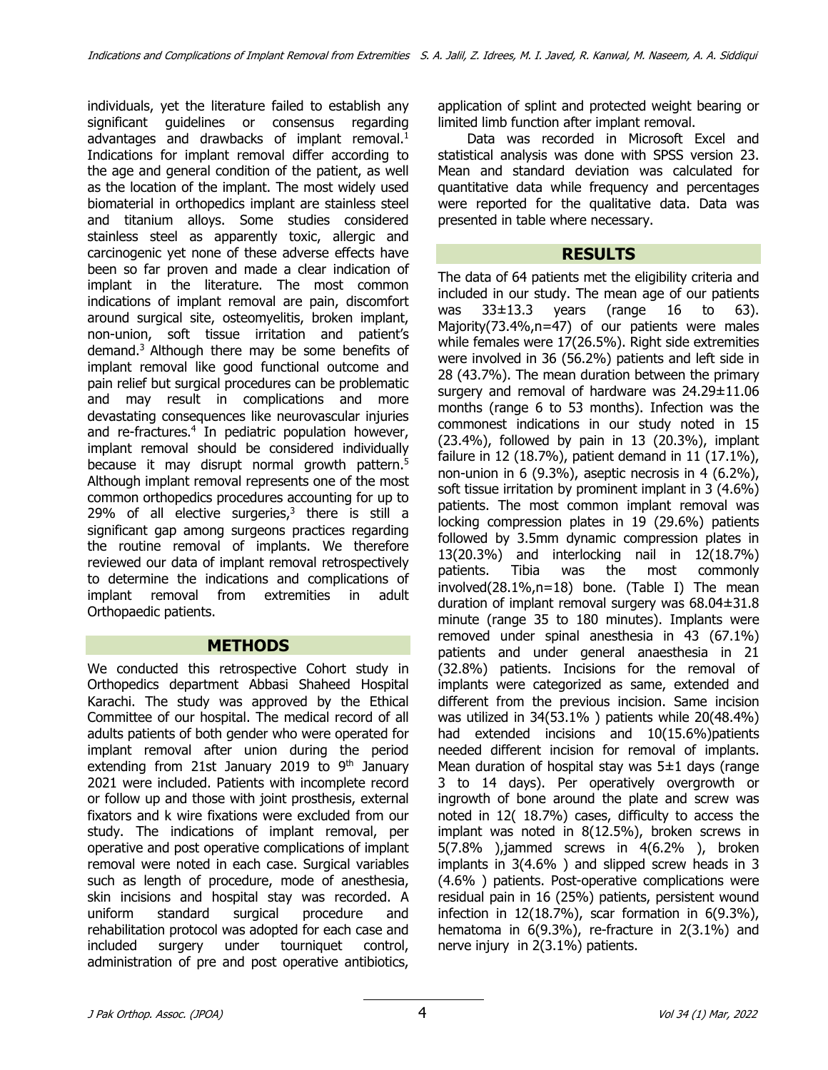individuals, yet the literature failed to establish any significant guidelines or consensus regarding advantages and drawbacks of implant removal.[1] Indications for implant removal differ according to the age and general condition of the patient, as well as the location of the implant. The most widely used biomaterial in orthopedics implant are stainless steel and titanium alloys. Some studies considered stainless steel as apparently toxic, allergic and carcinogenic yet none of these adverse effects have been so far proven and made a clear indication of implant in the literature. The most common indications of implant removal are pain, discomfort around surgical site, osteomyelitis, broken implant, non-union, soft tissue irritation and patient's demand.[3] Although there may be some benefits of implant removal like good functional outcome and pain relief but surgical procedures can be problematic and may result in complications and more devastating consequences like neurovascular injuries and re-fractures.[4] In pediatric population however, implant removal should be considered individually because it may disrupt normal growth pattern.[5] Although implant removal represents one of the most common orthopedics procedures accounting for up to 29% of all elective surgeries,[3] there is still a significant gap among surgeons practices regarding the routine removal of implants. We therefore reviewed our data of implant removal retrospectively to determine the indications and complications of implant removal from extremities in adult Orthopaedic patients.

## METHODS

We conducted this retrospective Cohort study in Orthopedics department Abbasi Shaheed Hospital Karachi. The study was approved by the Ethical Committee of our hospital. The medical record of all adults patients of both gender who were operated for implant removal after union during the period extending from 21st January 2019 to 9th January 2021 were included. Patients with incomplete record or follow up and those with joint prosthesis, external fixators and k wire fixations were excluded from our study. The indications of implant removal, per operative and post operative complications of implant removal were noted in each case. Surgical variables such as length of procedure, mode of anesthesia, skin incisions and hospital stay was recorded. A uniform standard surgical procedure and rehabilitation protocol was adopted for each case and included surgery under tourniquet control, administration of pre and post operative antibiotics, application of splint and protected weight bearing or limited limb function after implant removal.

Data was recorded in Microsoft Excel and statistical analysis was done with SPSS version 23. Mean and standard deviation was calculated for quantitative data while frequency and percentages were reported for the qualitative data. Data was presented in table where necessary.

## RESULTS

The data of 64 patients met the eligibility criteria and included in our study. The mean age of our patients was 33±13.3 years (range 16 to 63). Majority(73.4%,n=47) of our patients were males while females were 17(26.5%). Right side extremities were involved in 36 (56.2%) patients and left side in 28 (43.7%). The mean duration between the primary surgery and removal of hardware was 24.29±11.06 months (range 6 to 53 months). Infection was the commonest indications in our study noted in 15 (23.4%), followed by pain in 13 (20.3%), implant failure in 12 (18.7%), patient demand in 11 (17.1%), non-union in 6 (9.3%), aseptic necrosis in 4 (6.2%), soft tissue irritation by prominent implant in 3 (4.6%) patients. The most common implant removal was locking compression plates in 19 (29.6%) patients followed by 3.5mm dynamic compression plates in 13(20.3%) and interlocking nail in 12(18.7%) patients. Tibia was the most commonly involved(28.1%,n=18) bone. (Table I) The mean duration of implant removal surgery was 68.04±31.8 minute (range 35 to 180 minutes). Implants were removed under spinal anesthesia in 43 (67.1%) patients and under general anaesthesia in 21 (32.8%) patients. Incisions for the removal of implants were categorized as same, extended and different from the previous incision. Same incision was utilized in 34(53.1% ) patients while 20(48.4%) had extended incisions and 10(15.6%)patients needed different incision for removal of implants. Mean duration of hospital stay was 5±1 days (range 3 to 14 days). Per operatively overgrowth or ingrowth of bone around the plate and screw was noted in 12( 18.7%) cases, difficulty to access the implant was noted in 8(12.5%), broken screws in 5(7.8% ),jammed screws in 4(6.2% ), broken implants in 3(4.6% ) and slipped screw heads in 3 (4.6% ) patients. Post-operative complications were residual pain in 16 (25%) patients, persistent wound infection in 12(18.7%), scar formation in 6(9.3%), hematoma in 6(9.3%), re-fracture in 2(3.1%) and nerve injury in 2(3.1%) patients.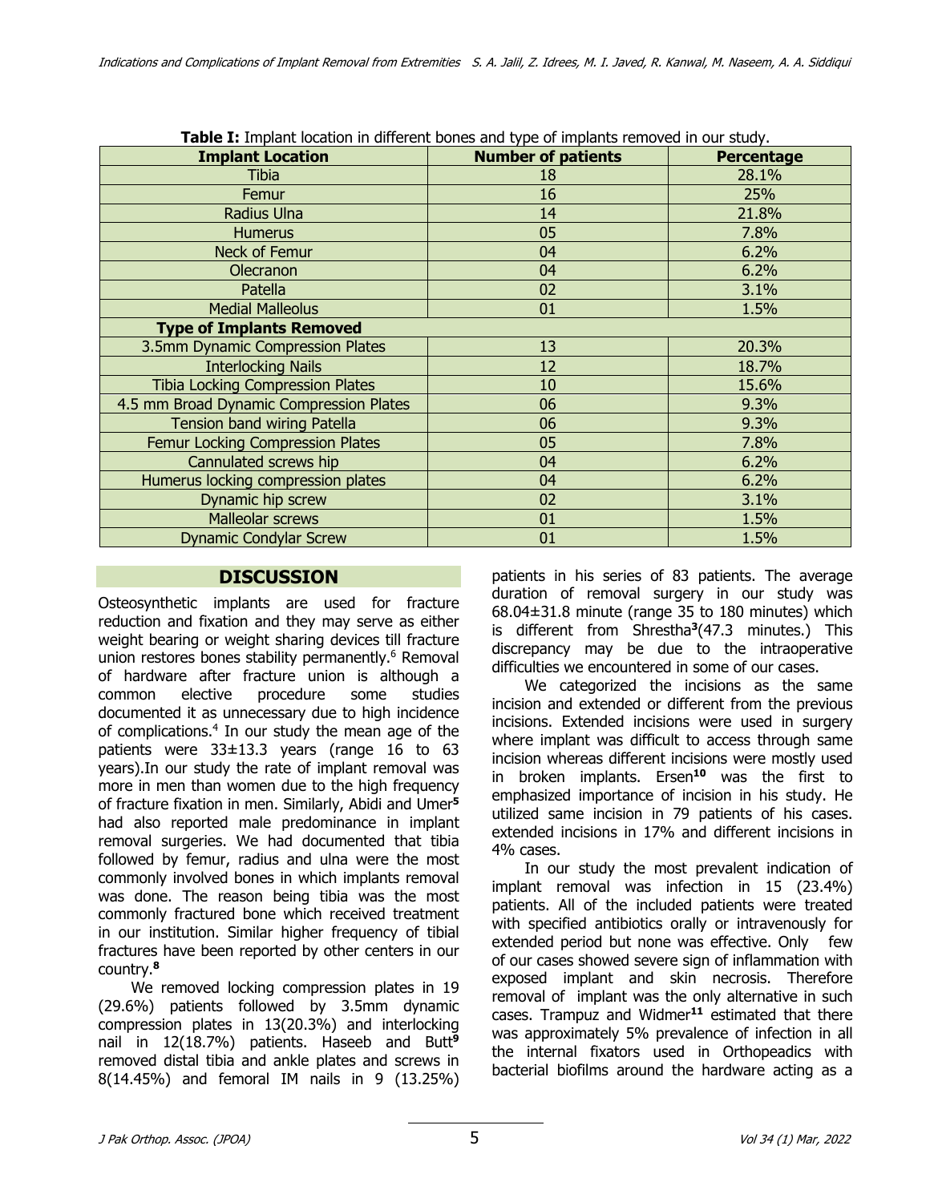**Table I:** Implant location in different bones and type of implants removed in our study.

| Implant Location | Number of patients | Percentage |
|---|---|---|
| Tibia | 18 | 28.1% |
| Femur | 16 | 25% |
| Radius Ulna | 14 | 21.8% |
| Humerus | 05 | 7.8% |
| Neck of Femur | 04 | 6.2% |
| Olecranon | 04 | 6.2% |
| Patella | 02 | 3.1% |
| Medial Malleolus | 01 | 1.5% |
| **Type of Implants Removed** | | |
| 3.5mm Dynamic Compression Plates | 13 | 20.3% |
| Interlocking Nails | 12 | 18.7% |
| Tibia Locking Compression Plates | 10 | 15.6% |
| 4.5 mm Broad Dynamic Compression Plates | 06 | 9.3% |
| Tension band wiring Patella | 06 | 9.3% |
| Femur Locking Compression Plates | 05 | 7.8% |
| Cannulated screws hip | 04 | 6.2% |
| Humerus locking compression plates | 04 | 6.2% |
| Dynamic hip screw | 02 | 3.1% |
| Malleolar screws | 01 | 1.5% |
| Dynamic Condylar Screw | 01 | 1.5% |

## DISCUSSION

Osteosynthetic implants are used for fracture reduction and fixation and they may serve as either weight bearing or weight sharing devices till fracture union restores bones stability permanently.[6] Removal of hardware after fracture union is although a common elective procedure some studies documented it as unnecessary due to high incidence of complications.[4] In our study the mean age of the patients were 33±13.3 years (range 16 to 63 years).In our study the rate of implant removal was more in men than women due to the high frequency of fracture fixation in men. Similarly, Abidi and Umer[5] had also reported male predominance in implant removal surgeries. We had documented that tibia followed by femur, radius and ulna were the most commonly involved bones in which implants removal was done. The reason being tibia was the most commonly fractured bone which received treatment in our institution. Similar higher frequency of tibial fractures have been reported by other centers in our country.[8]

We removed locking compression plates in 19 (29.6%) patients followed by 3.5mm dynamic compression plates in 13(20.3%) and interlocking nail in 12(18.7%) patients. Haseeb and Butt[9] removed distal tibia and ankle plates and screws in 8(14.45%) and femoral IM nails in 9 (13.25%) patients in his series of 83 patients. The average duration of removal surgery in our study was 68.04±31.8 minute (range 35 to 180 minutes) which is different from Shrestha[3](47.3 minutes.) This discrepancy may be due to the intraoperative difficulties we encountered in some of our cases.

We categorized the incisions as the same incision and extended or different from the previous incisions. Extended incisions were used in surgery where implant was difficult to access through same incision whereas different incisions were mostly used in broken implants. Ersen[10] was the first to emphasized importance of incision in his study. He utilized same incision in 79 patients of his cases. extended incisions in 17% and different incisions in 4% cases.

In our study the most prevalent indication of implant removal was infection in 15 (23.4%) patients. All of the included patients were treated with specified antibiotics orally or intravenously for extended period but none was effective. Only few of our cases showed severe sign of inflammation with exposed implant and skin necrosis. Therefore removal of implant was the only alternative in such cases. Trampuz and Widmer[11] estimated that there was approximately 5% prevalence of infection in all the internal fixators used in Orthopeadics with bacterial biofilms around the hardware acting as a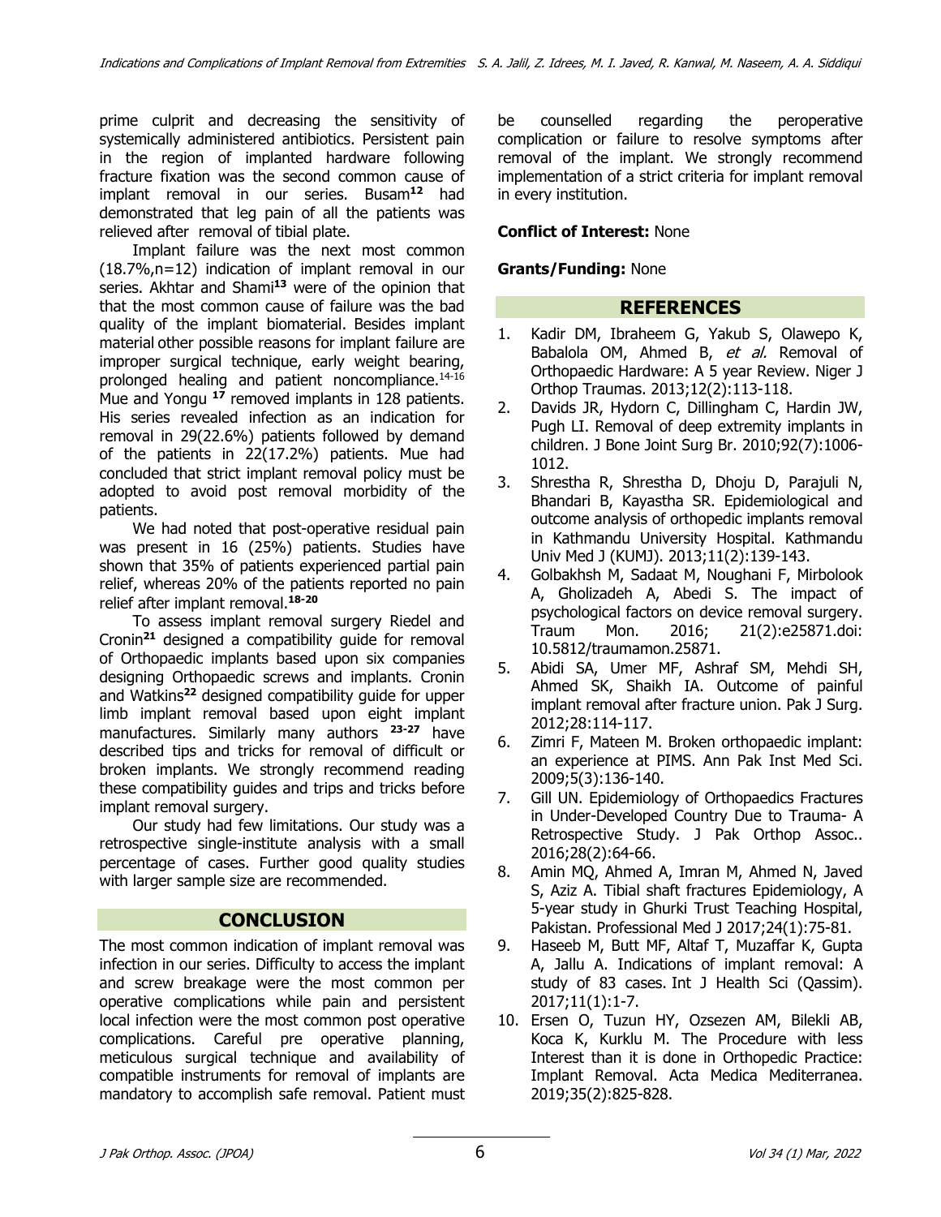prime culprit and decreasing the sensitivity of systemically administered antibiotics. Persistent pain in the region of implanted hardware following fracture fixation was the second common cause of implant removal in our series. Busam[12] had demonstrated that leg pain of all the patients was relieved after removal of tibial plate.

Implant failure was the next most common (18.7%,n=12) indication of implant removal in our series. Akhtar and Shami[13] were of the opinion that that the most common cause of failure was the bad quality of the implant biomaterial. Besides implant material other possible reasons for implant failure are improper surgical technique, early weight bearing, prolonged healing and patient noncompliance.[14-16] Mue and Yongu [17] removed implants in 128 patients. His series revealed infection as an indication for removal in 29(22.6%) patients followed by demand of the patients in 22(17.2%) patients. Mue had concluded that strict implant removal policy must be adopted to avoid post removal morbidity of the patients.

We had noted that post-operative residual pain was present in 16 (25%) patients. Studies have shown that 35% of patients experienced partial pain relief, whereas 20% of the patients reported no pain relief after implant removal.[18-20]

To assess implant removal surgery Riedel and Cronin[21] designed a compatibility guide for removal of Orthopaedic implants based upon six companies designing Orthopaedic screws and implants. Cronin and Watkins[22] designed compatibility guide for upper limb implant removal based upon eight implant manufacturers. Similarly many authors [23-27] have described tips and tricks for removal of difficult or broken implants. We strongly recommend reading these compatibility guides and trips and tricks before implant removal surgery.

Our study had few limitations. Our study was a retrospective single-institute analysis with a small percentage of cases. Further good quality studies with larger sample size are recommended.

## CONCLUSION

The most common indication of implant removal was infection in our series. Difficulty to access the implant and screw breakage were the most common per operative complications while pain and persistent local infection were the most common post operative complications. Careful pre operative planning, meticulous surgical technique and availability of compatible instruments for removal of implants are mandatory to accomplish safe removal. Patient must be counselled regarding the peroperative complication or failure to resolve symptoms after removal of the implant. We strongly recommend implementation of a strict criteria for implant removal in every institution.

**Conflict of Interest:** None

**Grants/Funding:** None

## REFERENCES

1. Kadir DM, Ibraheem G, Yakub S, Olawepo K, Babalola OM, Ahmed B, *et al.* Removal of Orthopaedic Hardware: A 5 year Review. Niger J Orthop Traumas. 2013;12(2):113-118.
2. Davids JR, Hydorn C, Dillingham C, Hardin JW, Pugh LI. Removal of deep extremity implants in children. J Bone Joint Surg Br. 2010;92(7):1006-1012.
3. Shrestha R, Shrestha D, Dhoju D, Parajuli N, Bhandari B, Kayastha SR. Epidemiological and outcome analysis of orthopedic implants removal in Kathmandu University Hospital. Kathmandu Univ Med J (KUMJ). 2013;11(2):139-143.
4. Golbakhsh M, Sadaat M, Noughani F, Mirbolook A, Gholizadeh A, Abedi S. The impact of psychological factors on device removal surgery. Traum Mon. 2016; 21(2):e25871.doi: 10.5812/traumamon.25871.
5. Abidi SA, Umer MF, Ashraf SM, Mehdi SH, Ahmed SK, Shaikh IA. Outcome of painful implant removal after fracture union. Pak J Surg. 2012;28:114-117.
6. Zimri F, Mateen M. Broken orthopaedic implant: an experience at PIMS. Ann Pak Inst Med Sci. 2009;5(3):136-140.
7. Gill UN. Epidemiology of Orthopaedics Fractures in Under-Developed Country Due to Trauma- A Retrospective Study. J Pak Orthop Assoc.. 2016;28(2):64-66.
8. Amin MQ, Ahmed A, Imran M, Ahmed N, Javed S, Aziz A. Tibial shaft fractures Epidemiology, A 5-year study in Ghurki Trust Teaching Hospital, Pakistan. Professional Med J 2017;24(1):75-81.
9. Haseeb M, Butt MF, Altaf T, Muzaffar K, Gupta A, Jallu A. Indications of implant removal: A study of 83 cases. Int J Health Sci (Qassim). 2017;11(1):1-7.
10. Ersen O, Tuzun HY, Ozsezen AM, Bilekli AB, Koca K, Kurklu M. The Procedure with less Interest than it is done in Orthopedic Practice: Implant Removal. Acta Medica Mediterranea. 2019;35(2):825-828.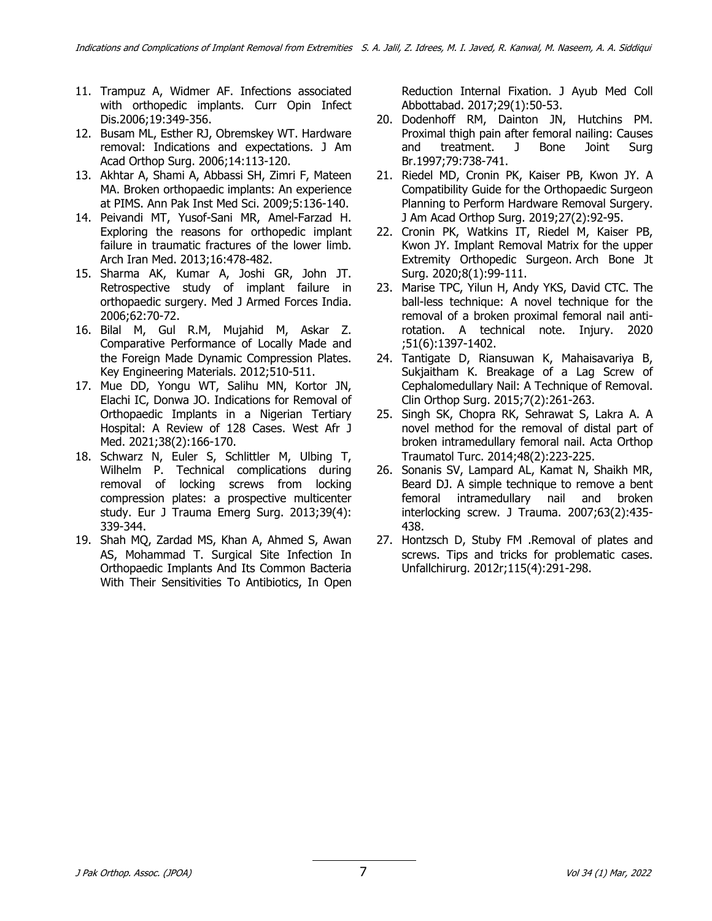11. Trampuz A, Widmer AF. Infections associated with orthopedic implants. Curr Opin Infect Dis.2006;19:349-356.
12. Busam ML, Esther RJ, Obremskey WT. Hardware removal: Indications and expectations. J Am Acad Orthop Surg. 2006;14:113-120.
13. Akhtar A, Shami A, Abbassi SH, Zimri F, Mateen MA. Broken orthopaedic implants: An experience at PIMS. Ann Pak Inst Med Sci. 2009;5:136-140.
14. Peivandi MT, Yusof-Sani MR, Amel-Farzad H. Exploring the reasons for orthopedic implant failure in traumatic fractures of the lower limb. Arch Iran Med. 2013;16:478-482.
15. Sharma AK, Kumar A, Joshi GR, John JT. Retrospective study of implant failure in orthopaedic surgery. Med J Armed Forces India. 2006;62:70-72.
16. Bilal M, Gul R.M, Mujahid M, Askar Z. Comparative Performance of Locally Made and the Foreign Made Dynamic Compression Plates. Key Engineering Materials. 2012;510-511.
17. Mue DD, Yongu WT, Salihu MN, Kortor JN, Elachi IC, Donwa JO. Indications for Removal of Orthopaedic Implants in a Nigerian Tertiary Hospital: A Review of 128 Cases. West Afr J Med. 2021;38(2):166-170.
18. Schwarz N, Euler S, Schlittler M, Ulbing T, Wilhelm P. Technical complications during removal of locking screws from locking compression plates: a prospective multicenter study. Eur J Trauma Emerg Surg. 2013;39(4): 339-344.
19. Shah MQ, Zardad MS, Khan A, Ahmed S, Awan AS, Mohammad T. Surgical Site Infection In Orthopaedic Implants And Its Common Bacteria With Their Sensitivities To Antibiotics, In Open Reduction Internal Fixation. J Ayub Med Coll Abbottabad. 2017;29(1):50-53.
20. Dodenhoff RM, Dainton JN, Hutchins PM. Proximal thigh pain after femoral nailing: Causes and treatment. J Bone Joint Surg Br.1997;79:738-741.
21. Riedel MD, Cronin PK, Kaiser PB, Kwon JY. A Compatibility Guide for the Orthopaedic Surgeon Planning to Perform Hardware Removal Surgery. J Am Acad Orthop Surg. 2019;27(2):92-95.
22. Cronin PK, Watkins IT, Riedel M, Kaiser PB, Kwon JY. Implant Removal Matrix for the upper Extremity Orthopedic Surgeon. Arch Bone Jt Surg. 2020;8(1):99-111.
23. Marise TPC, Yilun H, Andy YKS, David CTC. The ball-less technique: A novel technique for the removal of a broken proximal femoral nail anti-rotation. A technical note. Injury. 2020 ;51(6):1397-1402.
24. Tantigate D, Riansuwan K, Mahaisavariya B, Sukjaitham K. Breakage of a Lag Screw of Cephalomedullary Nail: A Technique of Removal. Clin Orthop Surg. 2015;7(2):261-263.
25. Singh SK, Chopra RK, Sehrawat S, Lakra A. A novel method for the removal of distal part of broken intramedullary femoral nail. Acta Orthop Traumatol Turc. 2014;48(2):223-225.
26. Sonanis SV, Lampard AL, Kamat N, Shaikh MR, Beard DJ. A simple technique to remove a bent femoral intramedullary nail and broken interlocking screw. J Trauma. 2007;63(2):435-438.
27. Hontzsch D, Stuby FM .Removal of plates and screws. Tips and tricks for problematic cases. Unfallchirurg. 2012r;115(4):291-298.